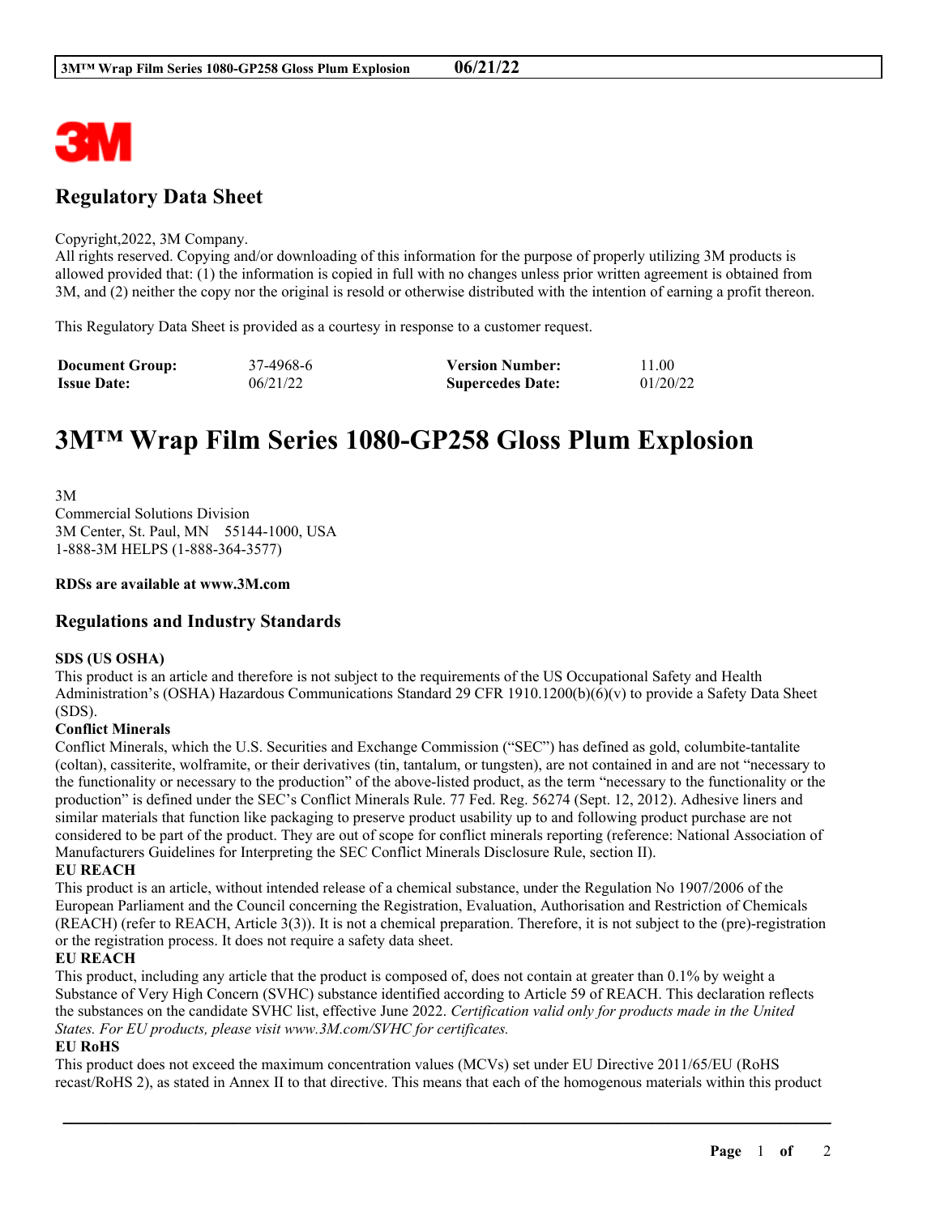## Regulatory Data Sheet

Copyright,2022, 3M Company.
All rights reserved. Copying and/or downloading of this information for the purpose of properly utilizing 3M products is allowed provided that: (1) the information is copied in full with no changes unless prior written agreement is obtained from 3M, and (2) neither the copy nor the original is resold or otherwise distributed with the intention of earning a profit thereon.

This Regulatory Data Sheet is provided as a courtesy in response to a customer request.

| **Document Group:** | 37-4968-6 | **Version Number:** | 11.00 |
|---|---|---|---|
| **Issue Date:** | 06/21/22 | **Supercedes Date:** | 01/20/22 |

# 3M™ Wrap Film Series 1080-GP258 Gloss Plum Explosion

3M
Commercial Solutions Division
3M Center, St. Paul, MN 55144-1000, USA
1-888-3M HELPS (1-888-364-3577)

**RDSs are available at www.3M.com**

## Regulations and Industry Standards

**SDS (US OSHA)**
This product is an article and therefore is not subject to the requirements of the US Occupational Safety and Health Administration's (OSHA) Hazardous Communications Standard 29 CFR 1910.1200(b)(6)(v) to provide a Safety Data Sheet (SDS).

**Conflict Minerals**
Conflict Minerals, which the U.S. Securities and Exchange Commission ("SEC") has defined as gold, columbite-tantalite (coltan), cassiterite, wolframite, or their derivatives (tin, tantalum, or tungsten), are not contained in and are not "necessary to the functionality or necessary to the production" of the above-listed product, as the term "necessary to the functionality or the production" is defined under the SEC's Conflict Minerals Rule. 77 Fed. Reg. 56274 (Sept. 12, 2012). Adhesive liners and similar materials that function like packaging to preserve product usability up to and following product purchase are not considered to be part of the product. They are out of scope for conflict minerals reporting (reference: National Association of Manufacturers Guidelines for Interpreting the SEC Conflict Minerals Disclosure Rule, section II).

**EU REACH**
This product is an article, without intended release of a chemical substance, under the Regulation No 1907/2006 of the European Parliament and the Council concerning the Registration, Evaluation, Authorisation and Restriction of Chemicals (REACH) (refer to REACH, Article 3(3)). It is not a chemical preparation. Therefore, it is not subject to the (pre)-registration or the registration process. It does not require a safety data sheet.

**EU REACH**
This product, including any article that the product is composed of, does not contain at greater than 0.1% by weight a Substance of Very High Concern (SVHC) substance identified according to Article 59 of REACH. This declaration reflects the substances on the candidate SVHC list, effective June 2022. *Certification valid only for products made in the United States. For EU products, please visit www.3M.com/SVHC for certificates.*

**EU RoHS**
This product does not exceed the maximum concentration values (MCVs) set under EU Directive 2011/65/EU (RoHS recast/RoHS 2), as stated in Annex II to that directive. This means that each of the homogenous materials within this product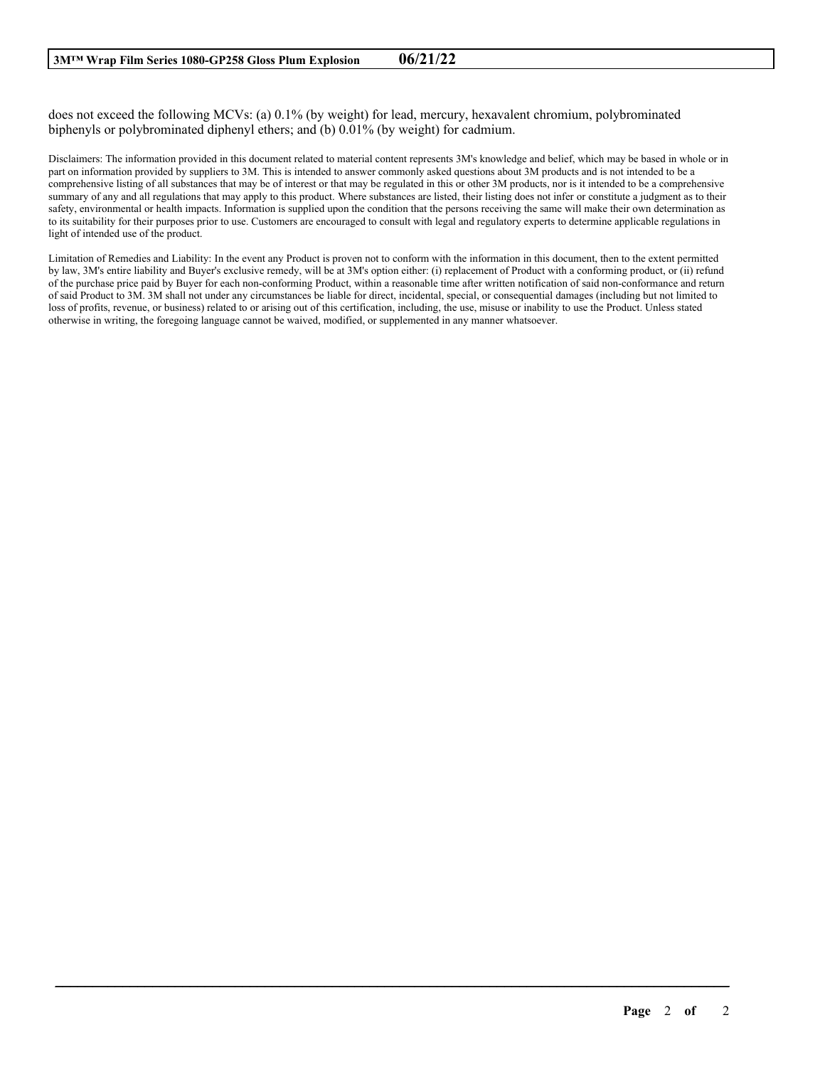does not exceed the following MCVs: (a) 0.1% (by weight) for lead, mercury, hexavalent chromium, polybrominated biphenyls or polybrominated diphenyl ethers; and (b) 0.01% (by weight) for cadmium.

Disclaimers: The information provided in this document related to material content represents 3M's knowledge and belief, which may be based in whole or in part on information provided by suppliers to 3M. This is intended to answer commonly asked questions about 3M products and is not intended to be a comprehensive listing of all substances that may be of interest or that may be regulated in this or other 3M products, nor is it intended to be a comprehensive summary of any and all regulations that may apply to this product. Where substances are listed, their listing does not infer or constitute a judgment as to their safety, environmental or health impacts. Information is supplied upon the condition that the persons receiving the same will make their own determination as to its suitability for their purposes prior to use. Customers are encouraged to consult with legal and regulatory experts to determine applicable regulations in light of intended use of the product.

Limitation of Remedies and Liability: In the event any Product is proven not to conform with the information in this document, then to the extent permitted by law, 3M's entire liability and Buyer's exclusive remedy, will be at 3M's option either: (i) replacement of Product with a conforming product, or (ii) refund of the purchase price paid by Buyer for each non-conforming Product, within a reasonable time after written notification of said non-conformance and return of said Product to 3M. 3M shall not under any circumstances be liable for direct, incidental, special, or consequential damages (including but not limited to loss of profits, revenue, or business) related to or arising out of this certification, including, the use, misuse or inability to use the Product. Unless stated otherwise in writing, the foregoing language cannot be waived, modified, or supplemented in any manner whatsoever.